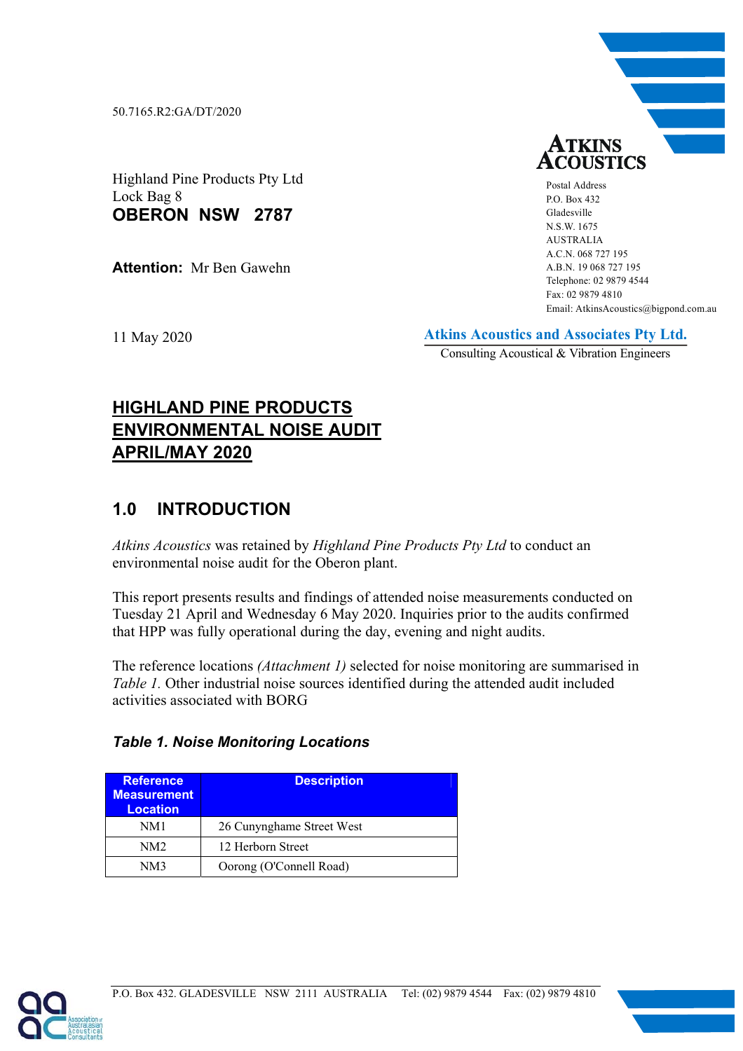50.7165.R2:GA/DT/2020

Highland Pine Products Pty Ltd
Lock Bag 8
**OBERON NSW 2787**

**Attention:** Mr Ben Gawehn

11 May 2020

**ATKINS ACOUSTICS**

Postal Address
P.O. Box 432
Gladesville
N.S.W. 1675
AUSTRALIA
A.C.N. 068 727 195
A.B.N. 19 068 727 195
Telephone: 02 9879 4544
Fax: 02 9879 4810
Email: AtkinsAcoustics@bigpond.com.au

**Atkins Acoustics and Associates Pty Ltd.**
Consulting Acoustical & Vibration Engineers

# HIGHLAND PINE PRODUCTS ENVIRONMENTAL NOISE AUDIT APRIL/MAY 2020

## 1.0 INTRODUCTION

*Atkins Acoustics* was retained by *Highland Pine Products Pty Ltd* to conduct an environmental noise audit for the Oberon plant.

This report presents results and findings of attended noise measurements conducted on Tuesday 21 April and Wednesday 6 May 2020. Inquiries prior to the audits confirmed that HPP was fully operational during the day, evening and night audits.

The reference locations *(Attachment 1)* selected for noise monitoring are summarised in *Table 1.* Other industrial noise sources identified during the attended audit included activities associated with BORG

### *Table 1. Noise Monitoring Locations*

| Reference Measurement Location | Description |
|---|---|
| NM1 | 26 Cunynghame Street West |
| NM2 | 12 Herborn Street |
| NM3 | Oorong (O'Connell Road) |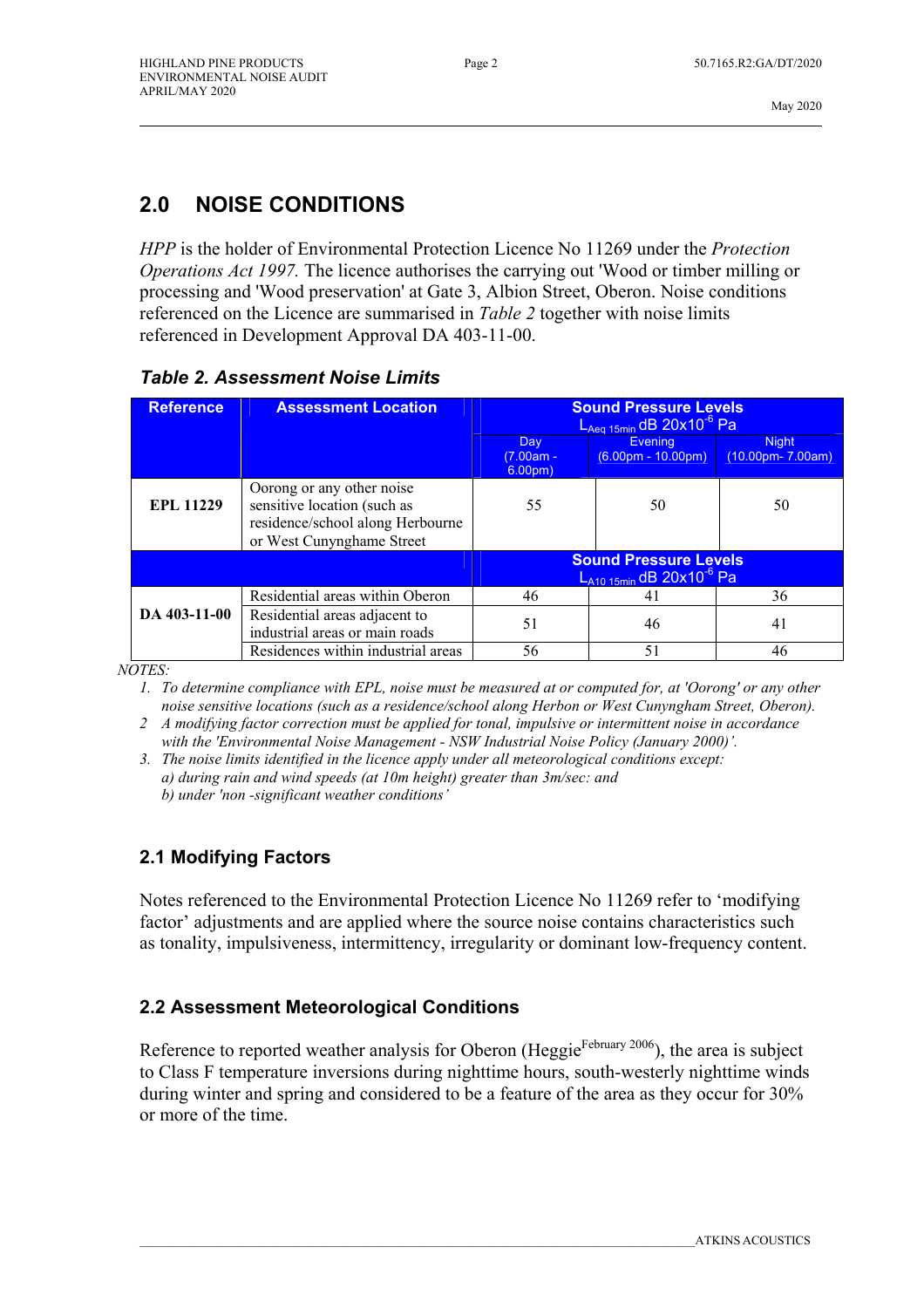## 2.0 NOISE CONDITIONS

*HPP* is the holder of Environmental Protection Licence No 11269 under the *Protection Operations Act 1997.* The licence authorises the carrying out 'Wood or timber milling or processing and 'Wood preservation' at Gate 3, Albion Street, Oberon. Noise conditions referenced on the Licence are summarised in *Table 2* together with noise limits referenced in Development Approval DA 403-11-00.

***Table 2. Assessment Noise Limits***

| Reference | Assessment Location | Sound Pressure Levels $L_{Aeq\ 15min}$ dB 20x10$^{-6}$ Pa | | |
|---|---|---|---|---|
| | | Day (7.00am - 6.00pm) | Evening (6.00pm - 10.00pm) | Night (10.00pm- 7.00am) |
| **EPL 11229** | Oorong or any other noise sensitive location (such as residence/school along Herbourne or West Cunynghame Street | 55 | 50 | 50 |
| | | Sound Pressure Levels $L_{A10\ 15min}$ dB 20x10$^{-6}$ Pa | | |
| **DA 403-11-00** | Residential areas within Oberon | 46 | 41 | 36 |
| | Residential areas adjacent to industrial areas or main roads | 51 | 46 | 41 |
| | Residences within industrial areas | 56 | 51 | 46 |

*NOTES:*

1. *To determine compliance with EPL, noise must be measured at or computed for, at 'Oorong' or any other noise sensitive locations (such as a residence/school along Herbon or West Cunyngham Street, Oberon).*
2. *A modifying factor correction must be applied for tonal, impulsive or intermittent noise in accordance with the 'Environmental Noise Management - NSW Industrial Noise Policy (January 2000)'.*
3. *The noise limits identified in the licence apply under all meteorological conditions except:*
   *a) during rain and wind speeds (at 10m height) greater than 3m/sec: and*
   *b) under 'non -significant weather conditions'*

### 2.1 Modifying Factors

Notes referenced to the Environmental Protection Licence No 11269 refer to 'modifying factor' adjustments and are applied where the source noise contains characteristics such as tonality, impulsiveness, intermittency, irregularity or dominant low-frequency content.

### 2.2 Assessment Meteorological Conditions

Reference to reported weather analysis for Oberon (Heggie[February 2006]), the area is subject to Class F temperature inversions during nighttime hours, south-westerly nighttime winds during winter and spring and considered to be a feature of the area as they occur for 30% or more of the time.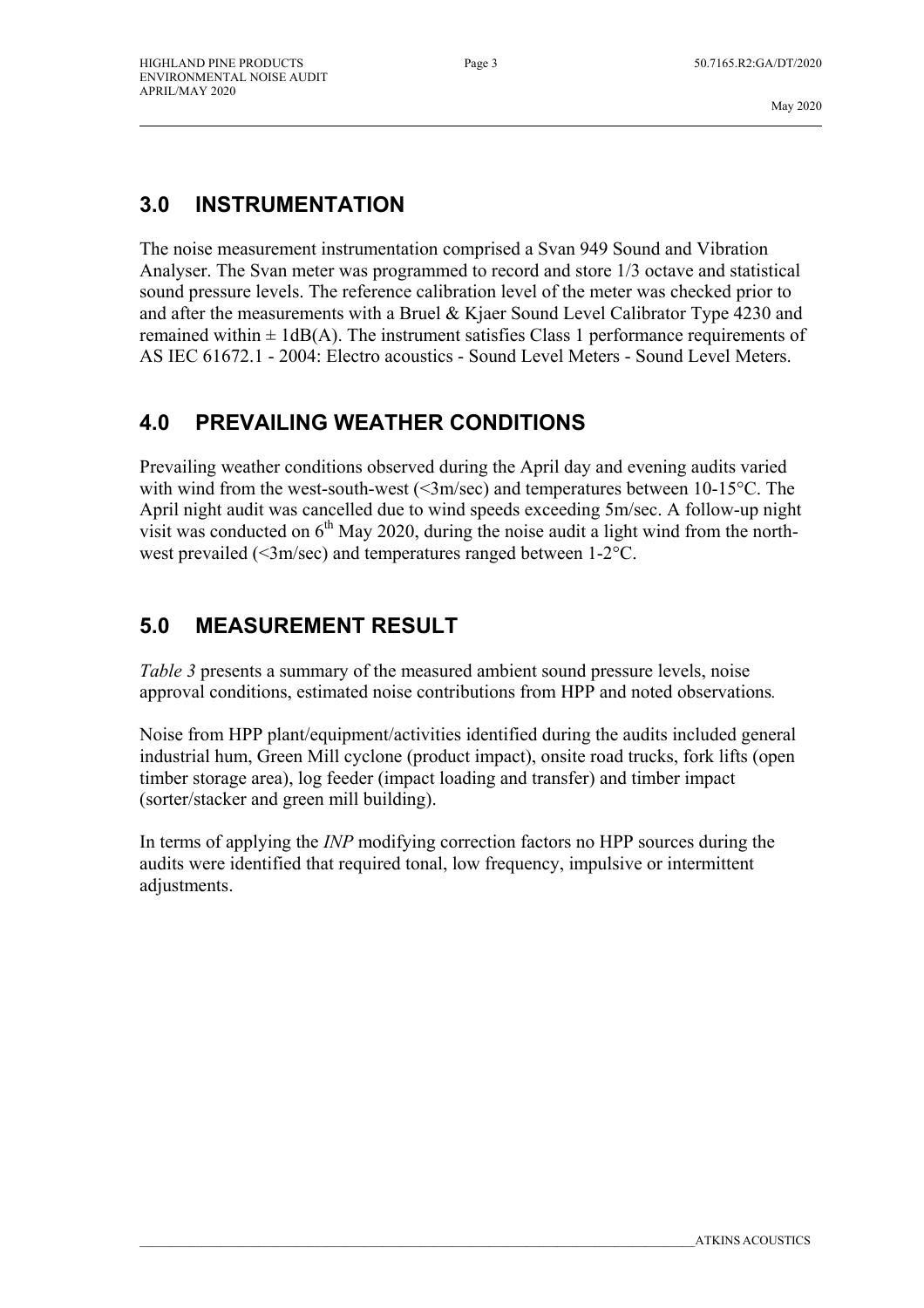## 3.0 INSTRUMENTATION

The noise measurement instrumentation comprised a Svan 949 Sound and Vibration Analyser. The Svan meter was programmed to record and store 1/3 octave and statistical sound pressure levels. The reference calibration level of the meter was checked prior to and after the measurements with a Bruel & Kjaer Sound Level Calibrator Type 4230 and remained within ± 1dB(A). The instrument satisfies Class 1 performance requirements of AS IEC 61672.1 - 2004: Electro acoustics - Sound Level Meters - Sound Level Meters.

## 4.0 PREVAILING WEATHER CONDITIONS

Prevailing weather conditions observed during the April day and evening audits varied with wind from the west-south-west (<3m/sec) and temperatures between 10-15°C. The April night audit was cancelled due to wind speeds exceeding 5m/sec. A follow-up night visit was conducted on 6th May 2020, during the noise audit a light wind from the north-west prevailed (<3m/sec) and temperatures ranged between 1-2°C.

## 5.0 MEASUREMENT RESULT

*Table 3* presents a summary of the measured ambient sound pressure levels, noise approval conditions, estimated noise contributions from HPP and noted observations.

Noise from HPP plant/equipment/activities identified during the audits included general industrial hum, Green Mill cyclone (product impact), onsite road trucks, fork lifts (open timber storage area), log feeder (impact loading and transfer) and timber impact (sorter/stacker and green mill building).

In terms of applying the *INP* modifying correction factors no HPP sources during the audits were identified that required tonal, low frequency, impulsive or intermittent adjustments.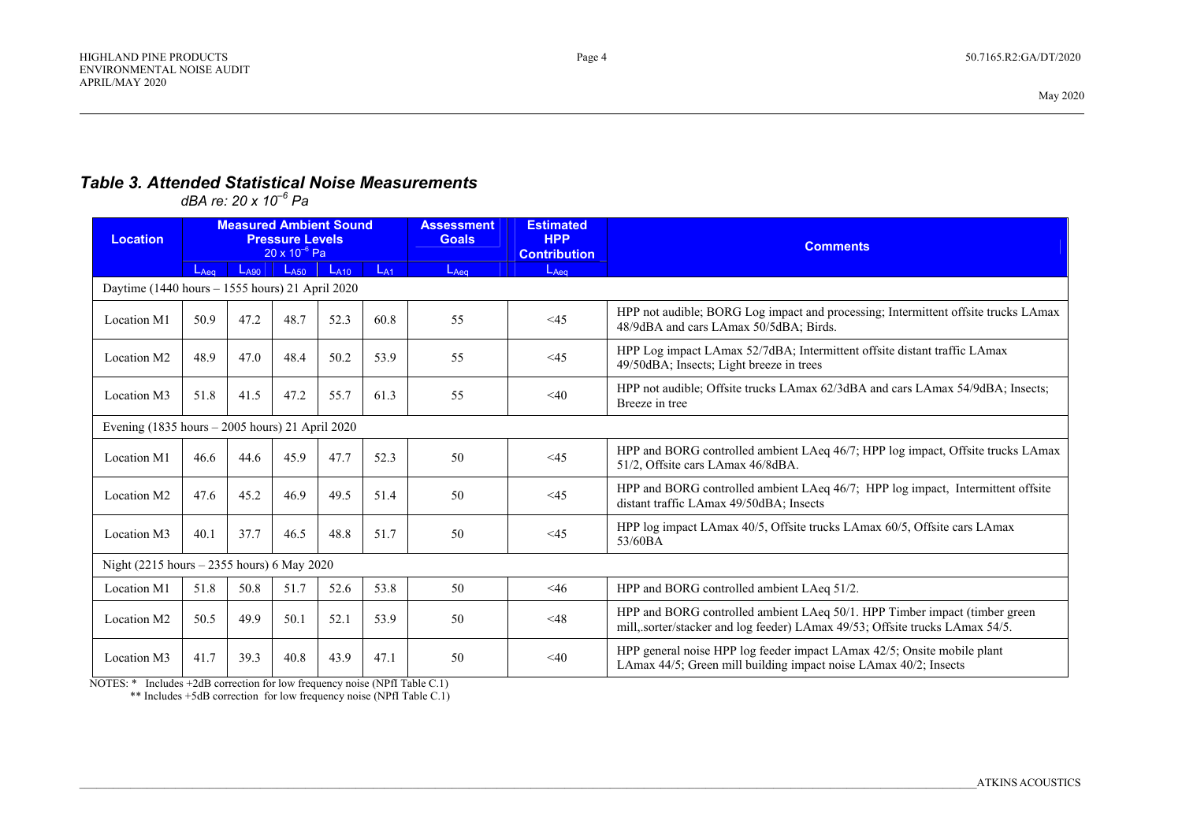### *Table 3. Attended Statistical Noise Measurements*

*dBA re: 20 x 10$^{-6}$ Pa*

| Location | Measured Ambient Sound Pressure Levels 20 x 10$^{-6}$ Pa | | | | | Assessment Goals | Estimated HPP Contribution | Comments |
|---|---|---|---|---|---|---|---|---|
| | $L_{Aeq}$ | $L_{A90}$ | $L_{A50}$ | $L_{A10}$ | $L_{A1}$ | $L_{Aeq}$ | $L_{Aeq}$ | |
| Daytime (1440 hours – 1555 hours) 21 April 2020 | | | | | | | | |
| Location M1 | 50.9 | 47.2 | 48.7 | 52.3 | 60.8 | 55 | <45 | HPP not audible; BORG Log impact and processing; Intermittent offsite trucks LAmax 48/9dBA and cars LAmax 50/5dBA; Birds. |
| Location M2 | 48.9 | 47.0 | 48.4 | 50.2 | 53.9 | 55 | <45 | HPP Log impact LAmax 52/7dBA; Intermittent offsite distant traffic LAmax 49/50dBA; Insects; Light breeze in trees |
| Location M3 | 51.8 | 41.5 | 47.2 | 55.7 | 61.3 | 55 | <40 | HPP not audible; Offsite trucks LAmax 62/3dBA and cars LAmax 54/9dBA; Insects; Breeze in tree |
| Evening (1835 hours – 2005 hours) 21 April 2020 | | | | | | | | |
| Location M1 | 46.6 | 44.6 | 45.9 | 47.7 | 52.3 | 50 | <45 | HPP and BORG controlled ambient LAeq 46/7; HPP log impact, Offsite trucks LAmax 51/2, Offsite cars LAmax 46/8dBA. |
| Location M2 | 47.6 | 45.2 | 46.9 | 49.5 | 51.4 | 50 | <45 | HPP and BORG controlled ambient LAeq 46/7; HPP log impact, Intermittent offsite distant traffic LAmax 49/50dBA; Insects |
| Location M3 | 40.1 | 37.7 | 46.5 | 48.8 | 51.7 | 50 | <45 | HPP log impact LAmax 40/5, Offsite trucks LAmax 60/5, Offsite cars LAmax 53/60BA |
| Night (2215 hours – 2355 hours) 6 May 2020 | | | | | | | | |
| Location M1 | 51.8 | 50.8 | 51.7 | 52.6 | 53.8 | 50 | <46 | HPP and BORG controlled ambient LAeq 51/2. |
| Location M2 | 50.5 | 49.9 | 50.1 | 52.1 | 53.9 | 50 | <48 | HPP and BORG controlled ambient LAeq 50/1. HPP Timber impact (timber green mill,.sorter/stacker and log feeder) LAmax 49/53; Offsite trucks LAmax 54/5. |
| Location M3 | 41.7 | 39.3 | 40.8 | 43.9 | 47.1 | 50 | <40 | HPP general noise HPP log feeder impact LAmax 42/5; Onsite mobile plant LAmax 44/5; Green mill building impact noise LAmax 40/2; Insects |

NOTES: * Includes +2dB correction for low frequency noise (NPfI Table C.1)
** Includes +5dB correction for low frequency noise (NPfI Table C.1)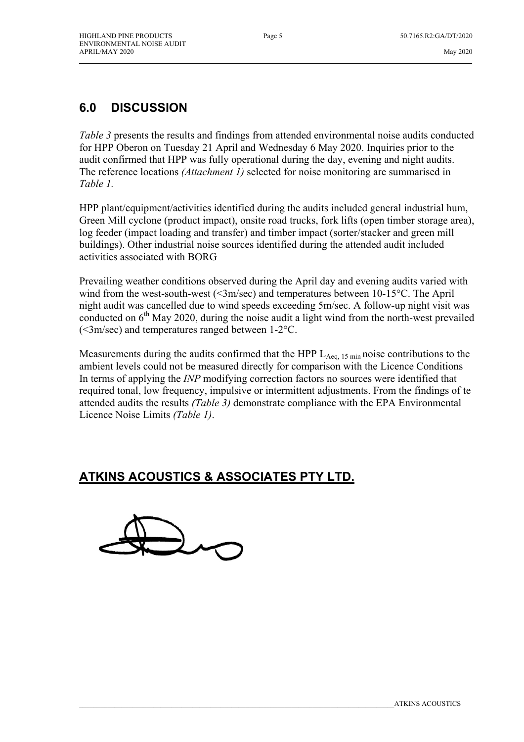## 6.0 DISCUSSION

*Table 3* presents the results and findings from attended environmental noise audits conducted for HPP Oberon on Tuesday 21 April and Wednesday 6 May 2020. Inquiries prior to the audit confirmed that HPP was fully operational during the day, evening and night audits. The reference locations *(Attachment 1)* selected for noise monitoring are summarised in *Table 1.*

HPP plant/equipment/activities identified during the audits included general industrial hum, Green Mill cyclone (product impact), onsite road trucks, fork lifts (open timber storage area), log feeder (impact loading and transfer) and timber impact (sorter/stacker and green mill buildings). Other industrial noise sources identified during the attended audit included activities associated with BORG

Prevailing weather conditions observed during the April day and evening audits varied with wind from the west-south-west (<3m/sec) and temperatures between 10-15°C. The April night audit was cancelled due to wind speeds exceeding 5m/sec. A follow-up night visit was conducted on 6th May 2020, during the noise audit a light wind from the north-west prevailed (<3m/sec) and temperatures ranged between 1-2°C.

Measurements during the audits confirmed that the HPP $L_{Aeq, 15 min}$ noise contributions to the ambient levels could not be measured directly for comparison with the Licence Conditions In terms of applying the *INP* modifying correction factors no sources were identified that required tonal, low frequency, impulsive or intermittent adjustments. From the findings of te attended audits the results *(Table 3)* demonstrate compliance with the EPA Environmental Licence Noise Limits *(Table 1)*.

**ATKINS ACOUSTICS & ASSOCIATES PTY LTD.**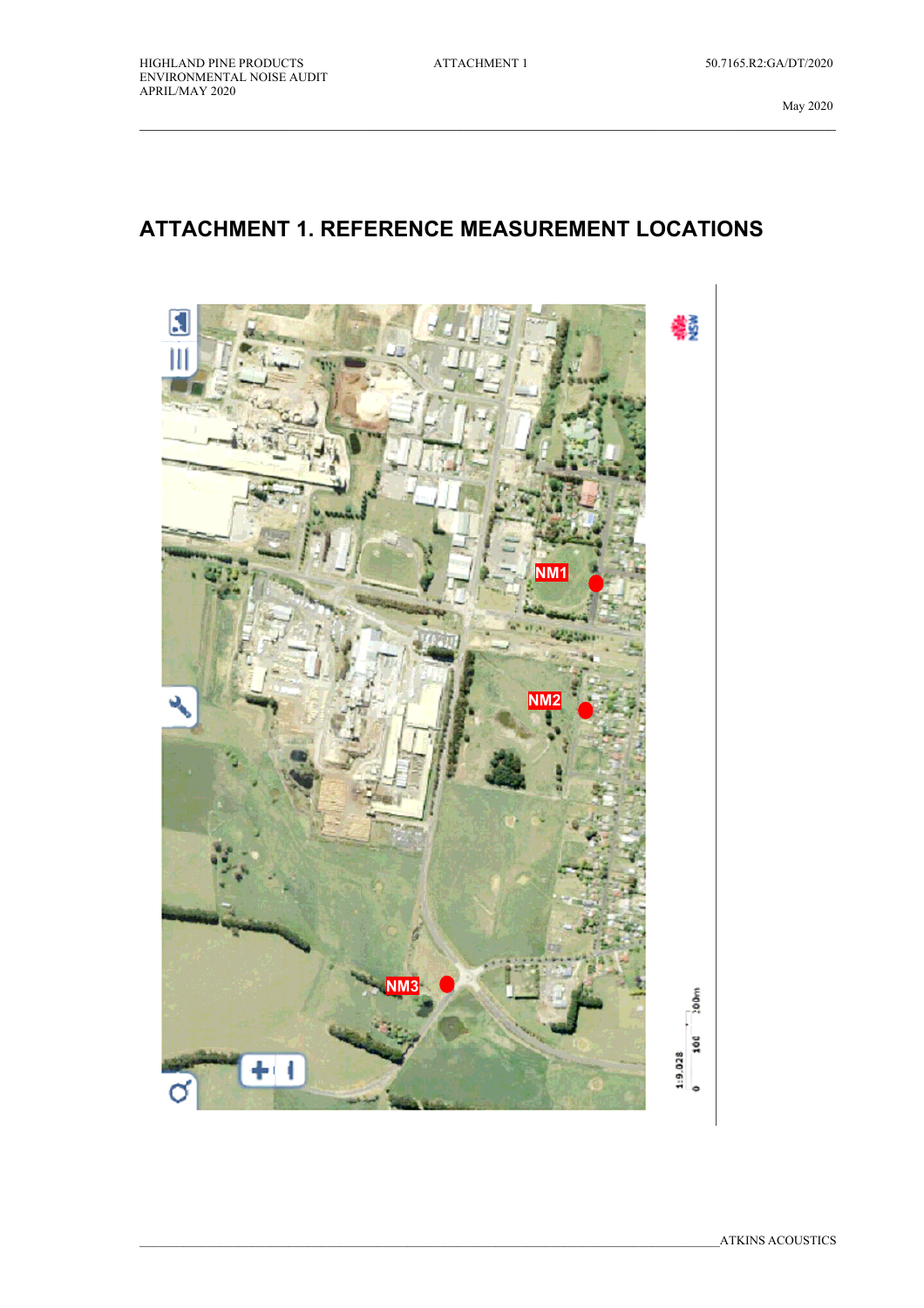# ATTACHMENT 1. REFERENCE MEASUREMENT LOCATIONS

NM1

NM2

NM3

1:9,028

0

100

200m